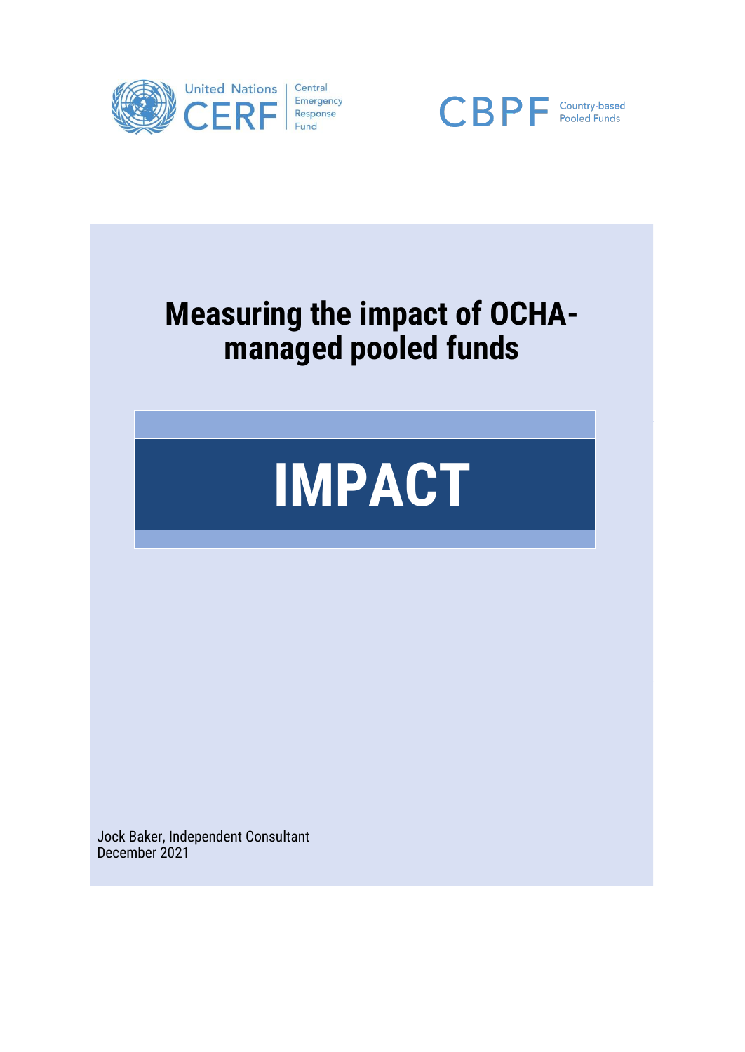United Nations CERF Central Emergency Response Fund

CBPF Country-based Pooled Funds

# Measuring the impact of OCHA-managed pooled funds

# IMPACT

Jock Baker, Independent Consultant
December 2021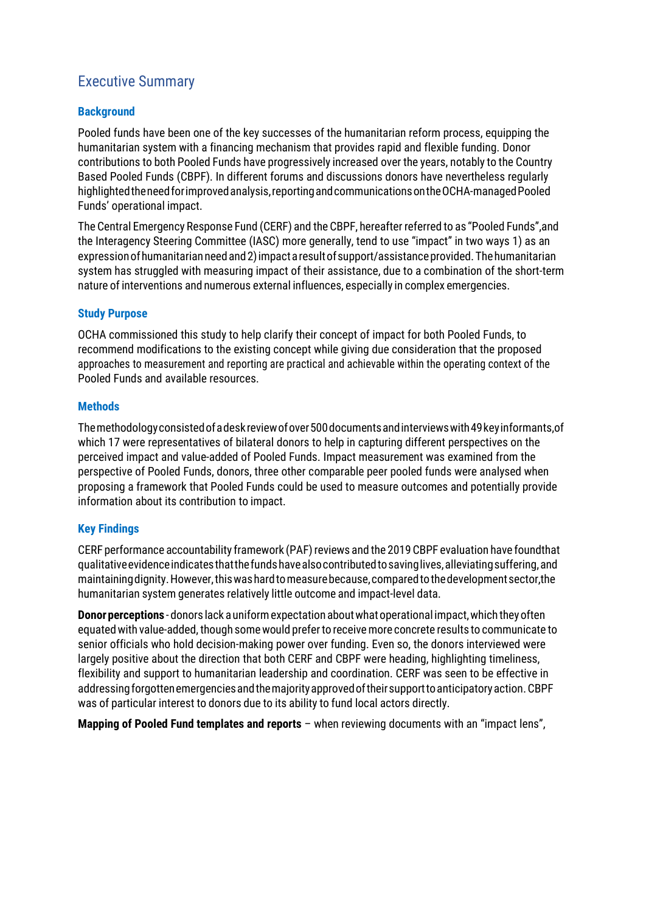## Executive Summary

### Background

Pooled funds have been one of the key successes of the humanitarian reform process, equipping the humanitarian system with a financing mechanism that provides rapid and flexible funding. Donor contributions to both Pooled Funds have progressively increased over the years, notably to the Country Based Pooled Funds (CBPF). In different forums and discussions donors have nevertheless regularly highlighted the need for improved analysis, reporting and communications on the OCHA-managed Pooled Funds' operational impact.

The Central Emergency Response Fund (CERF) and the CBPF, hereafter referred to as "Pooled Funds",and the Interagency Steering Committee (IASC) more generally, tend to use "impact" in two ways 1) as an expression of humanitarian need and 2) impact a result of support/assistance provided. The humanitarian system has struggled with measuring impact of their assistance, due to a combination of the short-term nature of interventions and numerous external influences, especially in complex emergencies.

### Study Purpose

OCHA commissioned this study to help clarify their concept of impact for both Pooled Funds, to recommend modifications to the existing concept while giving due consideration that the proposed approaches to measurement and reporting are practical and achievable within the operating context of the Pooled Funds and available resources.

### Methods

The methodology consisted of a desk review of over 500 documents and interviews with 49 key informants,of which 17 were representatives of bilateral donors to help in capturing different perspectives on the perceived impact and value-added of Pooled Funds. Impact measurement was examined from the perspective of Pooled Funds, donors, three other comparable peer pooled funds were analysed when proposing a framework that Pooled Funds could be used to measure outcomes and potentially provide information about its contribution to impact.

### Key Findings

CERF performance accountability framework (PAF) reviews and the 2019 CBPF evaluation have foundthat qualitative evidence indicates that the funds have also contributed to saving lives, alleviating suffering, and maintaining dignity. However, this was hard to measure because, compared to the development sector,the humanitarian system generates relatively little outcome and impact-level data.

**Donor perceptions** - donors lack a uniform expectation about what operational impact, which they often equated with value-added, though some would prefer to receive more concrete results to communicate to senior officials who hold decision-making power over funding. Even so, the donors interviewed were largely positive about the direction that both CERF and CBPF were heading, highlighting timeliness, flexibility and support to humanitarian leadership and coordination. CERF was seen to be effective in addressing forgotten emergencies and the majority approved of their support to anticipatory action. CBPF was of particular interest to donors due to its ability to fund local actors directly.

**Mapping of Pooled Fund templates and reports** – when reviewing documents with an "impact lens",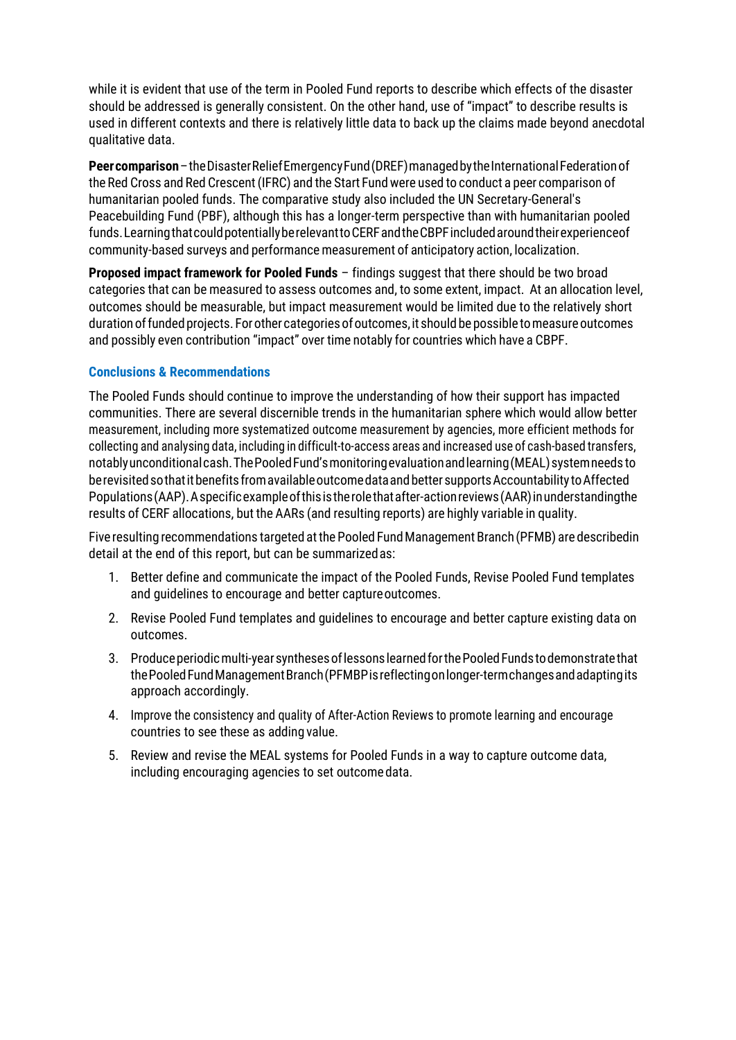while it is evident that use of the term in Pooled Fund reports to describe which effects of the disaster should be addressed is generally consistent. On the other hand, use of "impact" to describe results is used in different contexts and there is relatively little data to back up the claims made beyond anecdotal qualitative data.

**Peer comparison** – the Disaster Relief Emergency Fund (DREF) managed by the International Federation of the Red Cross and Red Crescent (IFRC) and the Start Fund were used to conduct a peer comparison of humanitarian pooled funds. The comparative study also included the UN Secretary-General's Peacebuilding Fund (PBF), although this has a longer-term perspective than with humanitarian pooled funds. Learning that could potentially be relevant to CERF and the CBPF included around their experience of community-based surveys and performance measurement of anticipatory action, localization.

**Proposed impact framework for Pooled Funds** – findings suggest that there should be two broad categories that can be measured to assess outcomes and, to some extent, impact. At an allocation level, outcomes should be measurable, but impact measurement would be limited due to the relatively short duration of funded projects. For other categories of outcomes, it should be possible to measure outcomes and possibly even contribution "impact" over time notably for countries which have a CBPF.

## Conclusions & Recommendations

The Pooled Funds should continue to improve the understanding of how their support has impacted communities. There are several discernible trends in the humanitarian sphere which would allow better measurement, including more systematized outcome measurement by agencies, more efficient methods for collecting and analysing data, including in difficult-to-access areas and increased use of cash-based transfers, notably unconditional cash. The Pooled Fund's monitoring evaluation and learning (MEAL) system needs to be revisited so that it benefits from available outcome data and better supports Accountability to Affected Populations (AAP). A specific example of this is the role that after-action reviews (AAR) in understanding the results of CERF allocations, but the AARs (and resulting reports) are highly variable in quality.

Five resulting recommendations targeted at the Pooled Fund Management Branch (PFMB) are described in detail at the end of this report, but can be summarized as:

1. Better define and communicate the impact of the Pooled Funds, Revise Pooled Fund templates and guidelines to encourage and better capture outcomes.
2. Revise Pooled Fund templates and guidelines to encourage and better capture existing data on outcomes.
3. Produce periodic multi-year syntheses of lessons learned for the Pooled Funds to demonstrate that the Pooled Fund Management Branch (PFMBP is reflecting on longer-term changes and adapting its approach accordingly.
4. Improve the consistency and quality of After-Action Reviews to promote learning and encourage countries to see these as adding value.
5. Review and revise the MEAL systems for Pooled Funds in a way to capture outcome data, including encouraging agencies to set outcome data.